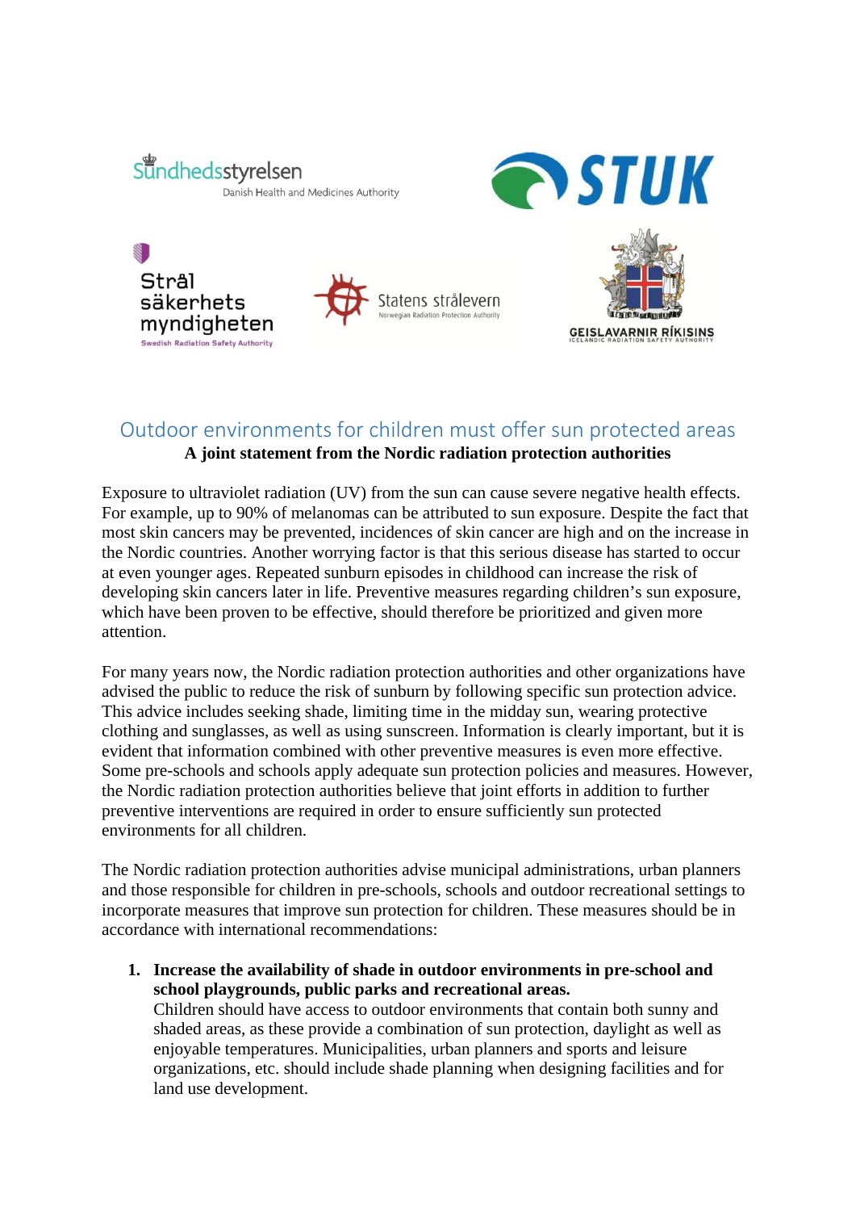Sundhedsstyrelsen
Danish Health and Medicines Authority

STUK

Strål säkerhets myndigheten
Swedish Radiation Safety Authority

Statens strålevern
Norwegian Radiation Protection Authority

GEISLAVARNIR RÍKISINS
ICELANDIC RADIATION SAFETY AUTHORITY

# Outdoor environments for children must offer sun protected areas

**A joint statement from the Nordic radiation protection authorities**

Exposure to ultraviolet radiation (UV) from the sun can cause severe negative health effects. For example, up to 90% of melanomas can be attributed to sun exposure. Despite the fact that most skin cancers may be prevented, incidences of skin cancer are high and on the increase in the Nordic countries. Another worrying factor is that this serious disease has started to occur at even younger ages. Repeated sunburn episodes in childhood can increase the risk of developing skin cancers later in life. Preventive measures regarding children's sun exposure, which have been proven to be effective, should therefore be prioritized and given more attention.

For many years now, the Nordic radiation protection authorities and other organizations have advised the public to reduce the risk of sunburn by following specific sun protection advice. This advice includes seeking shade, limiting time in the midday sun, wearing protective clothing and sunglasses, as well as using sunscreen. Information is clearly important, but it is evident that information combined with other preventive measures is even more effective. Some pre-schools and schools apply adequate sun protection policies and measures. However, the Nordic radiation protection authorities believe that joint efforts in addition to further preventive interventions are required in order to ensure sufficiently sun protected environments for all children.

The Nordic radiation protection authorities advise municipal administrations, urban planners and those responsible for children in pre-schools, schools and outdoor recreational settings to incorporate measures that improve sun protection for children. These measures should be in accordance with international recommendations:

1. **Increase the availability of shade in outdoor environments in pre-school and school playgrounds, public parks and recreational areas.**
   Children should have access to outdoor environments that contain both sunny and shaded areas, as these provide a combination of sun protection, daylight as well as enjoyable temperatures. Municipalities, urban planners and sports and leisure organizations, etc. should include shade planning when designing facilities and for land use development.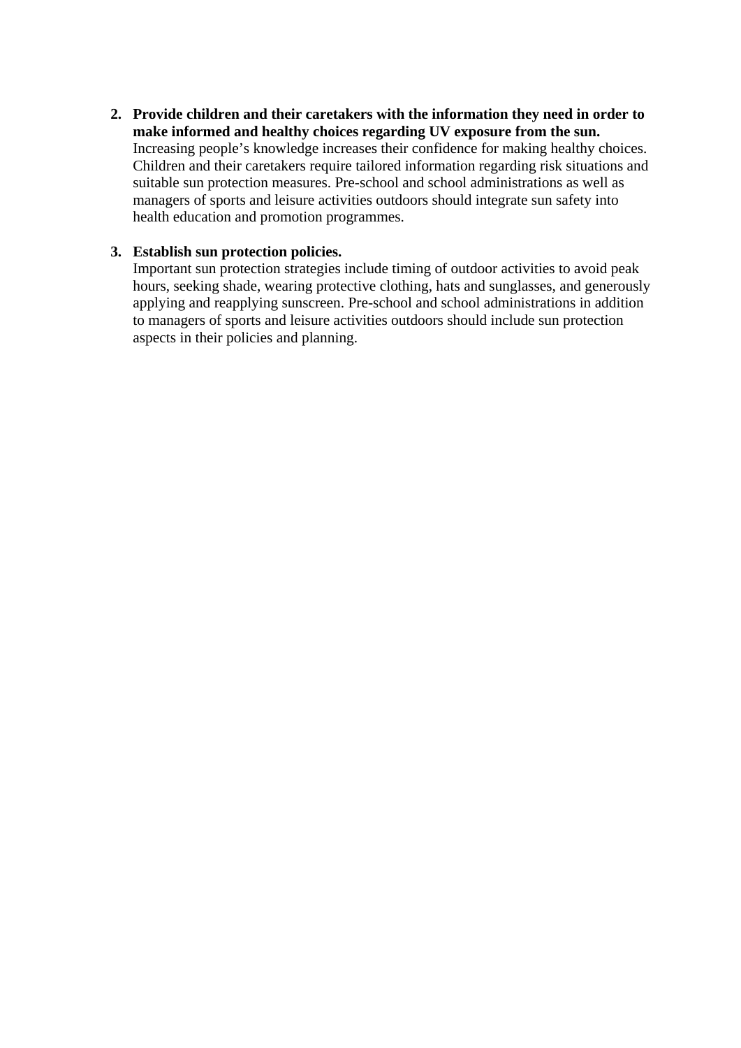2. **Provide children and their caretakers with the information they need in order to make informed and healthy choices regarding UV exposure from the sun.**
   Increasing people's knowledge increases their confidence for making healthy choices. Children and their caretakers require tailored information regarding risk situations and suitable sun protection measures. Pre-school and school administrations as well as managers of sports and leisure activities outdoors should integrate sun safety into health education and promotion programmes.

3. **Establish sun protection policies.**
   Important sun protection strategies include timing of outdoor activities to avoid peak hours, seeking shade, wearing protective clothing, hats and sunglasses, and generously applying and reapplying sunscreen. Pre-school and school administrations in addition to managers of sports and leisure activities outdoors should include sun protection aspects in their policies and planning.